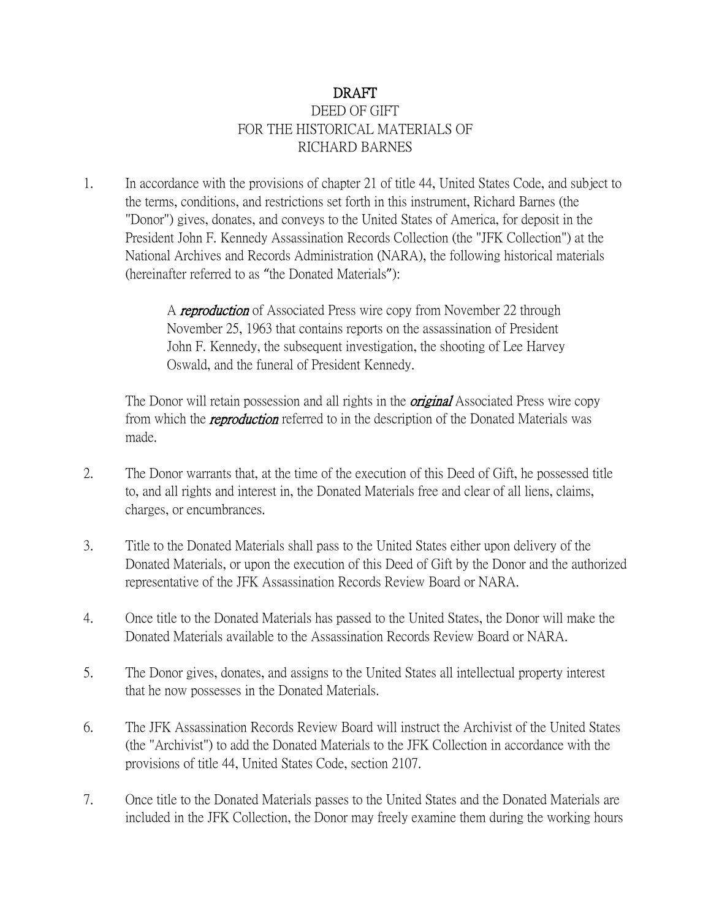# DRAFT

DEED OF GIFT
FOR THE HISTORICAL MATERIALS OF
RICHARD BARNES

1. In accordance with the provisions of chapter 21 of title 44, United States Code, and subject to the terms, conditions, and restrictions set forth in this instrument, Richard Barnes (the "Donor") gives, donates, and conveys to the United States of America, for deposit in the President John F. Kennedy Assassination Records Collection (the "JFK Collection") at the National Archives and Records Administration (NARA), the following historical materials (hereinafter referred to as "the Donated Materials"):

   A ***reproduction*** of Associated Press wire copy from November 22 through November 25, 1963 that contains reports on the assassination of President John F. Kennedy, the subsequent investigation, the shooting of Lee Harvey Oswald, and the funeral of President Kennedy.

   The Donor will retain possession and all rights in the ***original*** Associated Press wire copy from which the ***reproduction*** referred to in the description of the Donated Materials was made.

2. The Donor warrants that, at the time of the execution of this Deed of Gift, he possessed title to, and all rights and interest in, the Donated Materials free and clear of all liens, claims, charges, or encumbrances.

3. Title to the Donated Materials shall pass to the United States either upon delivery of the Donated Materials, or upon the execution of this Deed of Gift by the Donor and the authorized representative of the JFK Assassination Records Review Board or NARA.

4. Once title to the Donated Materials has passed to the United States, the Donor will make the Donated Materials available to the Assassination Records Review Board or NARA.

5. The Donor gives, donates, and assigns to the United States all intellectual property interest that he now possesses in the Donated Materials.

6. The JFK Assassination Records Review Board will instruct the Archivist of the United States (the "Archivist") to add the Donated Materials to the JFK Collection in accordance with the provisions of title 44, United States Code, section 2107.

7. Once title to the Donated Materials passes to the United States and the Donated Materials are included in the JFK Collection, the Donor may freely examine them during the working hours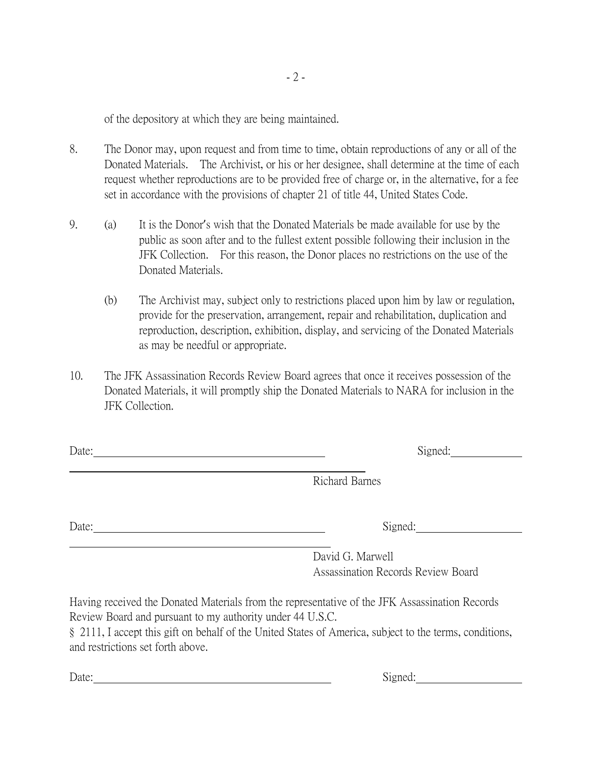of the depository at which they are being maintained.

8. The Donor may, upon request and from time to time, obtain reproductions of any or all of the Donated Materials. The Archivist, or his or her designee, shall determine at the time of each request whether reproductions are to be provided free of charge or, in the alternative, for a fee set in accordance with the provisions of chapter 21 of title 44, United States Code.

9. (a) It is the Donor's wish that the Donated Materials be made available for use by the public as soon after and to the fullest extent possible following their inclusion in the JFK Collection. For this reason, the Donor places no restrictions on the use of the Donated Materials.

   (b) The Archivist may, subject only to restrictions placed upon him by law or regulation, provide for the preservation, arrangement, repair and rehabilitation, duplication and reproduction, description, exhibition, display, and servicing of the Donated Materials as may be needful or appropriate.

10. The JFK Assassination Records Review Board agrees that once it receives possession of the Donated Materials, it will promptly ship the Donated Materials to NARA for inclusion in the JFK Collection.

Date:\_\_\_\_\_\_\_\_\_\_\_\_\_\_\_\_\_\_\_\_\_\_\_\_\_\_\_\_ Signed:\_\_\_\_\_\_\_\_\_\_\_\_\_\_\_\_\_\_\_\_\_\_\_\_\_\_\_\_

Richard Barnes

Date:\_\_\_\_\_\_\_\_\_\_\_\_\_\_\_\_\_\_\_\_\_\_\_\_\_\_\_\_ Signed:\_\_\_\_\_\_\_\_\_\_\_\_\_\_\_\_\_\_\_\_\_\_\_\_\_\_\_\_

David G. Marwell
Assassination Records Review Board

Having received the Donated Materials from the representative of the JFK Assassination Records Review Board and pursuant to my authority under 44 U.S.C. § 2111, I accept this gift on behalf of the United States of America, subject to the terms, conditions, and restrictions set forth above.

Date:\_\_\_\_\_\_\_\_\_\_\_\_\_\_\_\_\_\_\_\_\_\_\_\_\_\_\_\_ Signed:\_\_\_\_\_\_\_\_\_\_\_\_\_\_\_\_\_\_\_\_\_\_\_\_\_\_\_\_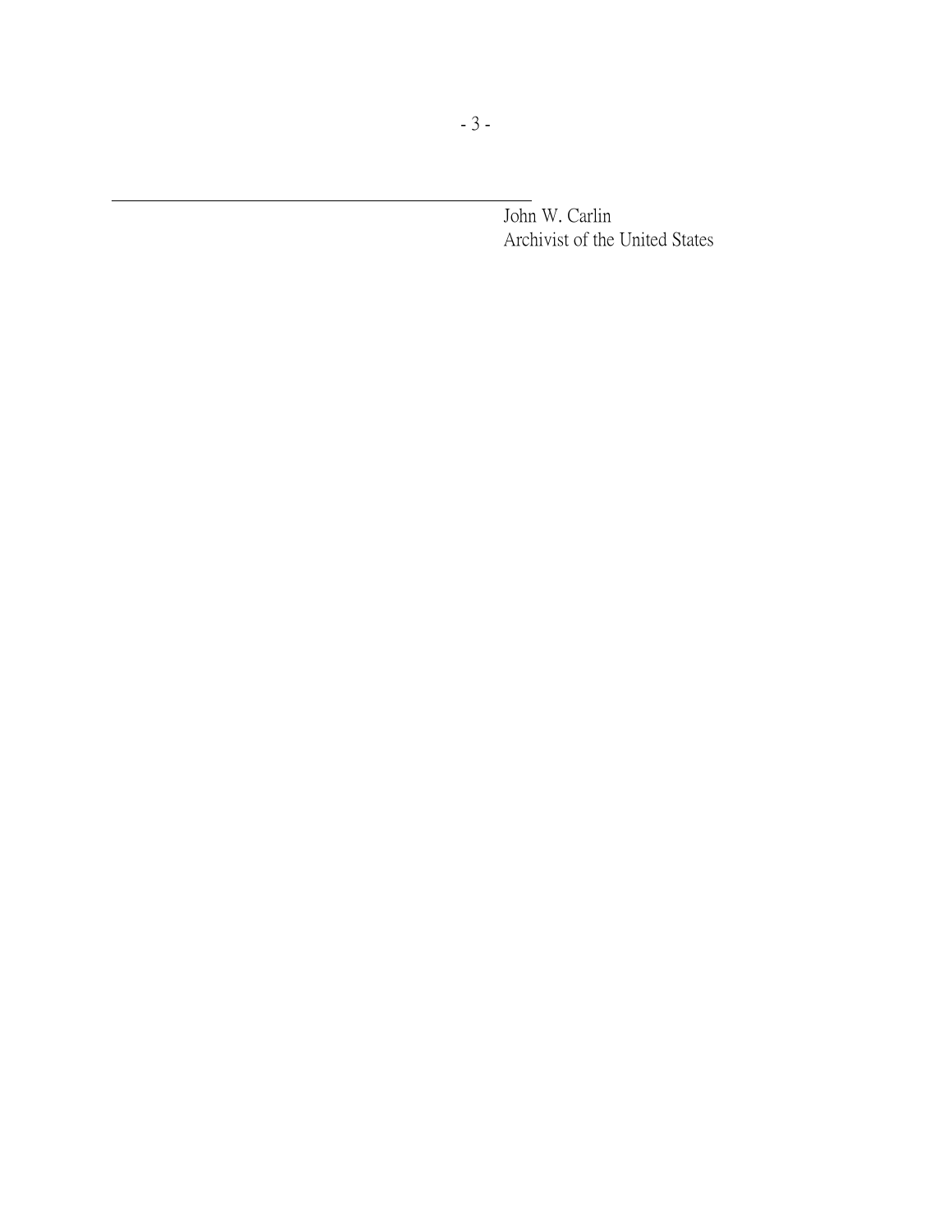John W. Carlin
Archivist of the United States